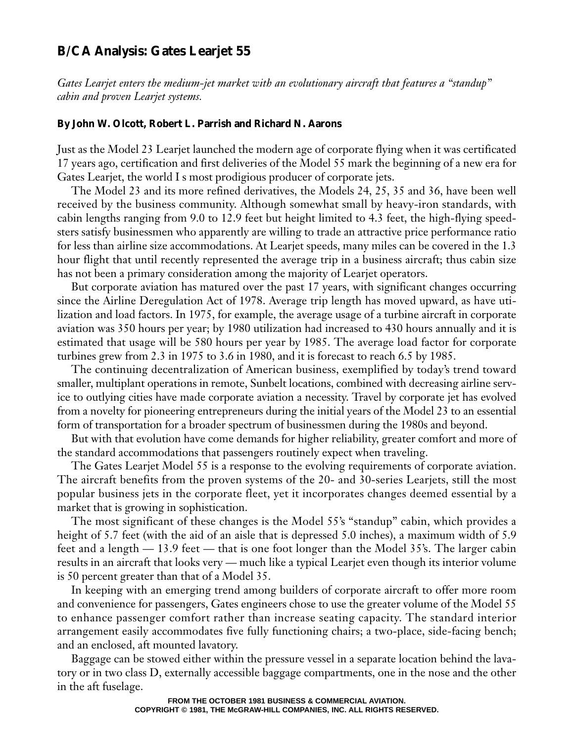# B/CA Analysis: Gates Learjet 55

*Gates Learjet enters the medium-jet market with an evolutionary aircraft that features a "standup" cabin and proven Learjet systems.*

**By John W. Olcott, Robert L. Parrish and Richard N. Aarons**

Just as the Model 23 Learjet launched the modern age of corporate flying when it was certificated 17 years ago, certification and first deliveries of the Model 55 mark the beginning of a new era for Gates Learjet, the world I s most prodigious producer of corporate jets.

The Model 23 and its more refined derivatives, the Models 24, 25, 35 and 36, have been well received by the business community. Although somewhat small by heavy-iron standards, with cabin lengths ranging from 9.0 to 12.9 feet but height limited to 4.3 feet, the high-flying speedsters satisfy businessmen who apparently are willing to trade an attractive price performance ratio for less than airline size accommodations. At Learjet speeds, many miles can be covered in the 1.3 hour flight that until recently represented the average trip in a business aircraft; thus cabin size has not been a primary consideration among the majority of Learjet operators.

But corporate aviation has matured over the past 17 years, with significant changes occurring since the Airline Deregulation Act of 1978. Average trip length has moved upward, as have utilization and load factors. In 1975, for example, the average usage of a turbine aircraft in corporate aviation was 350 hours per year; by 1980 utilization had increased to 430 hours annually and it is estimated that usage will be 580 hours per year by 1985. The average load factor for corporate turbines grew from 2.3 in 1975 to 3.6 in 1980, and it is forecast to reach 6.5 by 1985.

The continuing decentralization of American business, exemplified by today's trend toward smaller, multiplant operations in remote, Sunbelt locations, combined with decreasing airline service to outlying cities have made corporate aviation a necessity. Travel by corporate jet has evolved from a novelty for pioneering entrepreneurs during the initial years of the Model 23 to an essential form of transportation for a broader spectrum of businessmen during the 1980s and beyond.

But with that evolution have come demands for higher reliability, greater comfort and more of the standard accommodations that passengers routinely expect when traveling.

The Gates Learjet Model 55 is a response to the evolving requirements of corporate aviation. The aircraft benefits from the proven systems of the 20- and 30-series Learjets, still the most popular business jets in the corporate fleet, yet it incorporates changes deemed essential by a market that is growing in sophistication.

The most significant of these changes is the Model 55's "standup" cabin, which provides a height of 5.7 feet (with the aid of an aisle that is depressed 5.0 inches), a maximum width of 5.9 feet and a length — 13.9 feet — that is one foot longer than the Model 35's. The larger cabin results in an aircraft that looks very — much like a typical Learjet even though its interior volume is 50 percent greater than that of a Model 35.

In keeping with an emerging trend among builders of corporate aircraft to offer more room and convenience for passengers, Gates engineers chose to use the greater volume of the Model 55 to enhance passenger comfort rather than increase seating capacity. The standard interior arrangement easily accommodates five fully functioning chairs; a two-place, side-facing bench; and an enclosed, aft mounted lavatory.

Baggage can be stowed either within the pressure vessel in a separate location behind the lavatory or in two class D, externally accessible baggage compartments, one in the nose and the other in the aft fuselage.

FROM THE OCTOBER 1981 BUSINESS & COMMERCIAL AVIATION.
COPYRIGHT © 1981, THE McGRAW-HILL COMPANIES, INC. ALL RIGHTS RESERVED.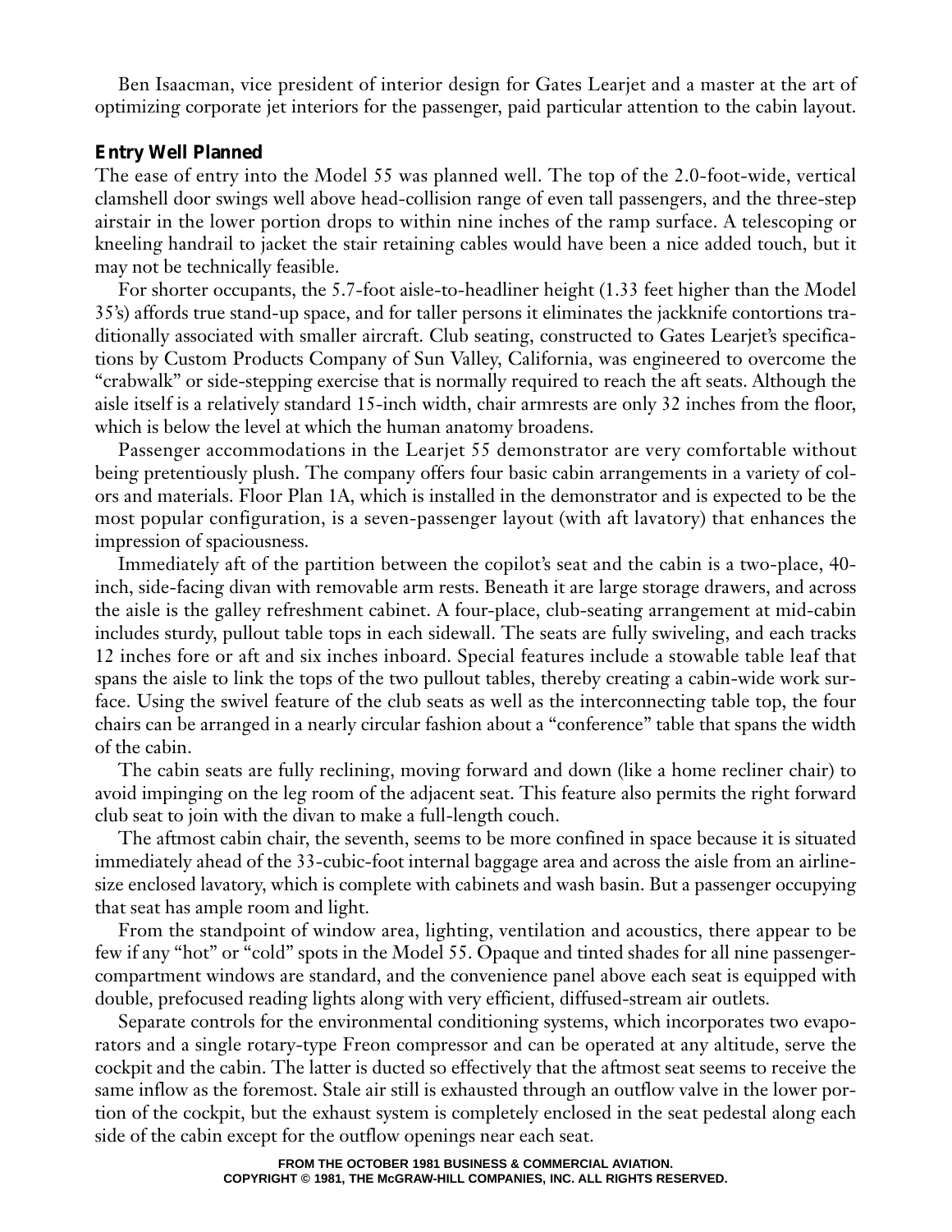Ben Isaacman, vice president of interior design for Gates Learjet and a master at the art of optimizing corporate jet interiors for the passenger, paid particular attention to the cabin layout.

## Entry Well Planned

The ease of entry into the Model 55 was planned well. The top of the 2.0-foot-wide, vertical clamshell door swings well above head-collision range of even tall passengers, and the three-step airstair in the lower portion drops to within nine inches of the ramp surface. A telescoping or kneeling handrail to jacket the stair retaining cables would have been a nice added touch, but it may not be technically feasible.

For shorter occupants, the 5.7-foot aisle-to-headliner height (1.33 feet higher than the Model 35's) affords true stand-up space, and for taller persons it eliminates the jackknife contortions traditionally associated with smaller aircraft. Club seating, constructed to Gates Learjet's specifications by Custom Products Company of Sun Valley, California, was engineered to overcome the "crabwalk" or side-stepping exercise that is normally required to reach the aft seats. Although the aisle itself is a relatively standard 15-inch width, chair armrests are only 32 inches from the floor, which is below the level at which the human anatomy broadens.

Passenger accommodations in the Learjet 55 demonstrator are very comfortable without being pretentiously plush. The company offers four basic cabin arrangements in a variety of colors and materials. Floor Plan 1A, which is installed in the demonstrator and is expected to be the most popular configuration, is a seven-passenger layout (with aft lavatory) that enhances the impression of spaciousness.

Immediately aft of the partition between the copilot's seat and the cabin is a two-place, 40-inch, side-facing divan with removable arm rests. Beneath it are large storage drawers, and across the aisle is the galley refreshment cabinet. A four-place, club-seating arrangement at mid-cabin includes sturdy, pullout table tops in each sidewall. The seats are fully swiveling, and each tracks 12 inches fore or aft and six inches inboard. Special features include a stowable table leaf that spans the aisle to link the tops of the two pullout tables, thereby creating a cabin-wide work surface. Using the swivel feature of the club seats as well as the interconnecting table top, the four chairs can be arranged in a nearly circular fashion about a "conference" table that spans the width of the cabin.

The cabin seats are fully reclining, moving forward and down (like a home recliner chair) to avoid impinging on the leg room of the adjacent seat. This feature also permits the right forward club seat to join with the divan to make a full-length couch.

The aftmost cabin chair, the seventh, seems to be more confined in space because it is situated immediately ahead of the 33-cubic-foot internal baggage area and across the aisle from an airline-size enclosed lavatory, which is complete with cabinets and wash basin. But a passenger occupying that seat has ample room and light.

From the standpoint of window area, lighting, ventilation and acoustics, there appear to be few if any "hot" or "cold" spots in the Model 55. Opaque and tinted shades for all nine passenger-compartment windows are standard, and the convenience panel above each seat is equipped with double, prefocused reading lights along with very efficient, diffused-stream air outlets.

Separate controls for the environmental conditioning systems, which incorporates two evaporators and a single rotary-type Freon compressor and can be operated at any altitude, serve the cockpit and the cabin. The latter is ducted so effectively that the aftmost seat seems to receive the same inflow as the foremost. Stale air still is exhausted through an outflow valve in the lower portion of the cockpit, but the exhaust system is completely enclosed in the seat pedestal along each side of the cabin except for the outflow openings near each seat.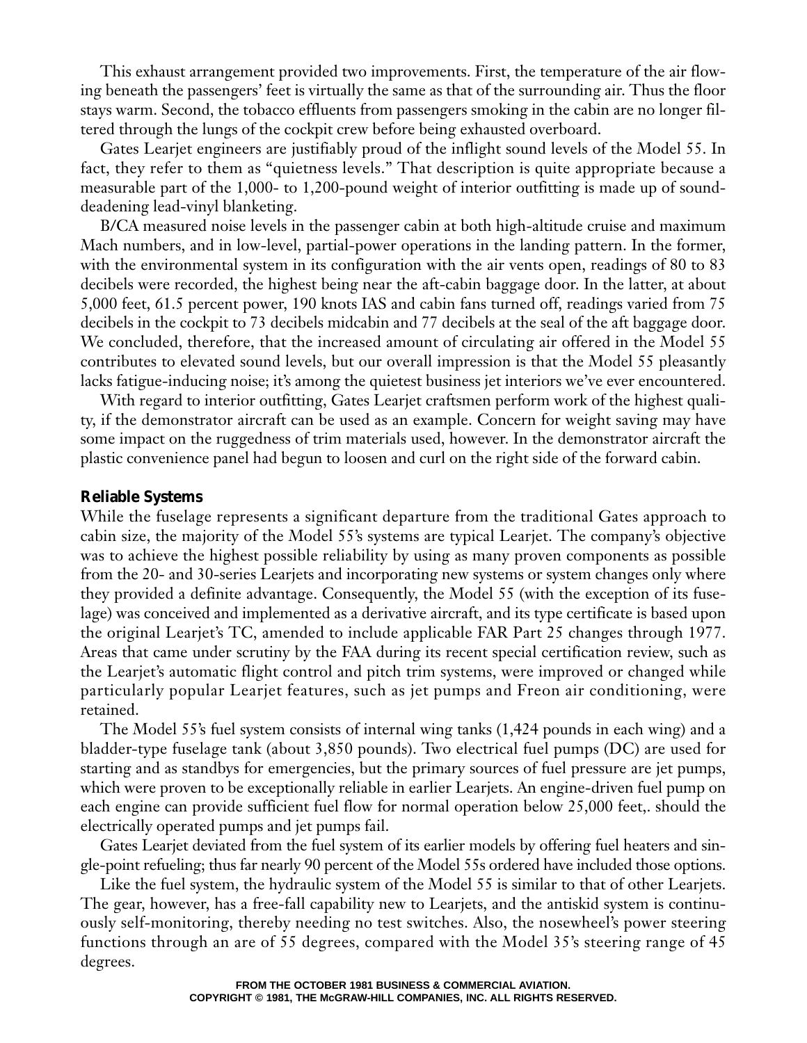This exhaust arrangement provided two improvements. First, the temperature of the air flowing beneath the passengers' feet is virtually the same as that of the surrounding air. Thus the floor stays warm. Second, the tobacco effluents from passengers smoking in the cabin are no longer filtered through the lungs of the cockpit crew before being exhausted overboard.

Gates Learjet engineers are justifiably proud of the inflight sound levels of the Model 55. In fact, they refer to them as "quietness levels." That description is quite appropriate because a measurable part of the 1,000- to 1,200-pound weight of interior outfitting is made up of sound-deadening lead-vinyl blanketing.

B/CA measured noise levels in the passenger cabin at both high-altitude cruise and maximum Mach numbers, and in low-level, partial-power operations in the landing pattern. In the former, with the environmental system in its configuration with the air vents open, readings of 80 to 83 decibels were recorded, the highest being near the aft-cabin baggage door. In the latter, at about 5,000 feet, 61.5 percent power, 190 knots IAS and cabin fans turned off, readings varied from 75 decibels in the cockpit to 73 decibels midcabin and 77 decibels at the seal of the aft baggage door. We concluded, therefore, that the increased amount of circulating air offered in the Model 55 contributes to elevated sound levels, but our overall impression is that the Model 55 pleasantly lacks fatigue-inducing noise; it's among the quietest business jet interiors we've ever encountered.

With regard to interior outfitting, Gates Learjet craftsmen perform work of the highest quality, if the demonstrator aircraft can be used as an example. Concern for weight saving may have some impact on the ruggedness of trim materials used, however. In the demonstrator aircraft the plastic convenience panel had begun to loosen and curl on the right side of the forward cabin.

### Reliable Systems

While the fuselage represents a significant departure from the traditional Gates approach to cabin size, the majority of the Model 55's systems are typical Learjet. The company's objective was to achieve the highest possible reliability by using as many proven components as possible from the 20- and 30-series Learjets and incorporating new systems or system changes only where they provided a definite advantage. Consequently, the Model 55 (with the exception of its fuselage) was conceived and implemented as a derivative aircraft, and its type certificate is based upon the original Learjet's TC, amended to include applicable FAR Part 25 changes through 1977. Areas that came under scrutiny by the FAA during its recent special certification review, such as the Learjet's automatic flight control and pitch trim systems, were improved or changed while particularly popular Learjet features, such as jet pumps and Freon air conditioning, were retained.

The Model 55's fuel system consists of internal wing tanks (1,424 pounds in each wing) and a bladder-type fuselage tank (about 3,850 pounds). Two electrical fuel pumps (DC) are used for starting and as standbys for emergencies, but the primary sources of fuel pressure are jet pumps, which were proven to be exceptionally reliable in earlier Learjets. An engine-driven fuel pump on each engine can provide sufficient fuel flow for normal operation below 25,000 feet,. should the electrically operated pumps and jet pumps fail.

Gates Learjet deviated from the fuel system of its earlier models by offering fuel heaters and single-point refueling; thus far nearly 90 percent of the Model 55s ordered have included those options.

Like the fuel system, the hydraulic system of the Model 55 is similar to that of other Learjets. The gear, however, has a free-fall capability new to Learjets, and the antiskid system is continuously self-monitoring, thereby needing no test switches. Also, the nosewheel's power steering functions through an are of 55 degrees, compared with the Model 35's steering range of 45 degrees.

FROM THE OCTOBER 1981 BUSINESS & COMMERCIAL AVIATION.
COPYRIGHT © 1981, THE McGRAW-HILL COMPANIES, INC. ALL RIGHTS RESERVED.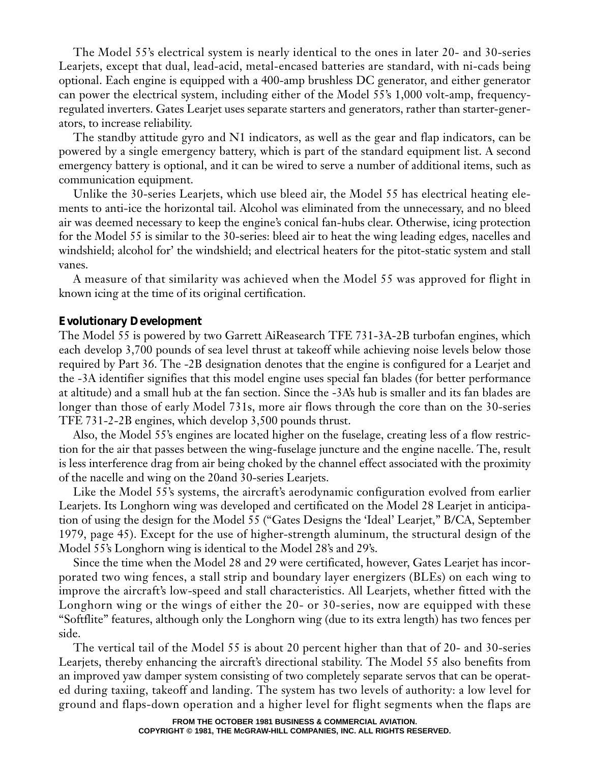The Model 55's electrical system is nearly identical to the ones in later 20- and 30-series Learjets, except that dual, lead-acid, metal-encased batteries are standard, with ni-cads being optional. Each engine is equipped with a 400-amp brushless DC generator, and either generator can power the electrical system, including either of the Model 55's 1,000 volt-amp, frequency-regulated inverters. Gates Learjet uses separate starters and generators, rather than starter-generators, to increase reliability.

The standby attitude gyro and N1 indicators, as well as the gear and flap indicators, can be powered by a single emergency battery, which is part of the standard equipment list. A second emergency battery is optional, and it can be wired to serve a number of additional items, such as communication equipment.

Unlike the 30-series Learjets, which use bleed air, the Model 55 has electrical heating elements to anti-ice the horizontal tail. Alcohol was eliminated from the unnecessary, and no bleed air was deemed necessary to keep the engine's conical fan-hubs clear. Otherwise, icing protection for the Model 55 is similar to the 30-series: bleed air to heat the wing leading edges, nacelles and windshield; alcohol for' the windshield; and electrical heaters for the pitot-static system and stall vanes.

A measure of that similarity was achieved when the Model 55 was approved for flight in known icing at the time of its original certification.

**Evolutionary Development**

The Model 55 is powered by two Garrett AiReasearch TFE 731-3A-2B turbofan engines, which each develop 3,700 pounds of sea level thrust at takeoff while achieving noise levels below those required by Part 36. The -2B designation denotes that the engine is configured for a Learjet and the -3A identifier signifies that this model engine uses special fan blades (for better performance at altitude) and a small hub at the fan section. Since the -3A's hub is smaller and its fan blades are longer than those of early Model 731s, more air flows through the core than on the 30-series TFE 731-2-2B engines, which develop 3,500 pounds thrust.

Also, the Model 55's engines are located higher on the fuselage, creating less of a flow restriction for the air that passes between the wing-fuselage juncture and the engine nacelle. The, result is less interference drag from air being choked by the channel effect associated with the proximity of the nacelle and wing on the 20and 30-series Learjets.

Like the Model 55's systems, the aircraft's aerodynamic configuration evolved from earlier Learjets. Its Longhorn wing was developed and certificated on the Model 28 Learjet in anticipation of using the design for the Model 55 ("Gates Designs the 'Ideal' Learjet," B/CA, September 1979, page 45). Except for the use of higher-strength aluminum, the structural design of the Model 55's Longhorn wing is identical to the Model 28's and 29's.

Since the time when the Model 28 and 29 were certificated, however, Gates Learjet has incorporated two wing fences, a stall strip and boundary layer energizers (BLEs) on each wing to improve the aircraft's low-speed and stall characteristics. All Learjets, whether fitted with the Longhorn wing or the wings of either the 20- or 30-series, now are equipped with these "Softflite" features, although only the Longhorn wing (due to its extra length) has two fences per side.

The vertical tail of the Model 55 is about 20 percent higher than that of 20- and 30-series Learjets, thereby enhancing the aircraft's directional stability. The Model 55 also benefits from an improved yaw damper system consisting of two completely separate servos that can be operated during taxiing, takeoff and landing. The system has two levels of authority: a low level for ground and flaps-down operation and a higher level for flight segments when the flaps are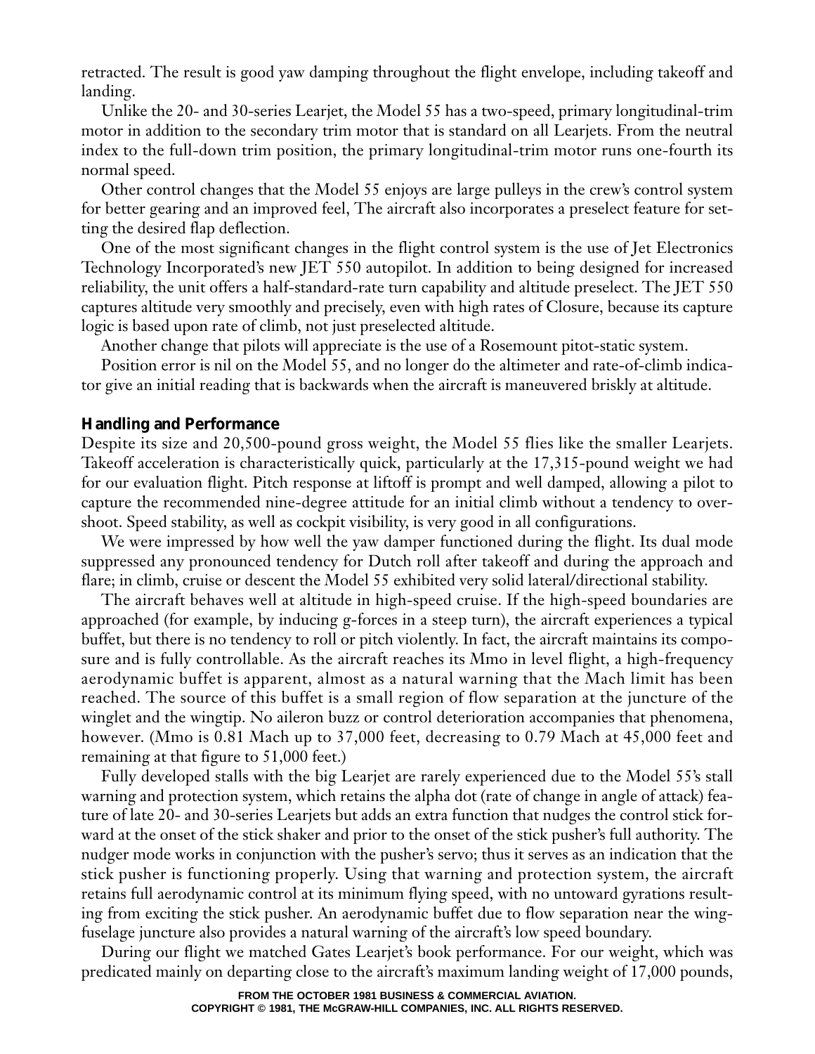retracted. The result is good yaw damping throughout the flight envelope, including takeoff and landing.

Unlike the 20- and 30-series Learjet, the Model 55 has a two-speed, primary longitudinal-trim motor in addition to the secondary trim motor that is standard on all Learjets. From the neutral index to the full-down trim position, the primary longitudinal-trim motor runs one-fourth its normal speed.

Other control changes that the Model 55 enjoys are large pulleys in the crew's control system for better gearing and an improved feel, The aircraft also incorporates a preselect feature for setting the desired flap deflection.

One of the most significant changes in the flight control system is the use of Jet Electronics Technology Incorporated's new JET 550 autopilot. In addition to being designed for increased reliability, the unit offers a half-standard-rate turn capability and altitude preselect. The JET 550 captures altitude very smoothly and precisely, even with high rates of Closure, because its capture logic is based upon rate of climb, not just preselected altitude.

Another change that pilots will appreciate is the use of a Rosemount pitot-static system.

Position error is nil on the Model 55, and no longer do the altimeter and rate-of-climb indicator give an initial reading that is backwards when the aircraft is maneuvered briskly at altitude.

### Handling and Performance

Despite its size and 20,500-pound gross weight, the Model 55 flies like the smaller Learjets. Takeoff acceleration is characteristically quick, particularly at the 17,315-pound weight we had for our evaluation flight. Pitch response at liftoff is prompt and well damped, allowing a pilot to capture the recommended nine-degree attitude for an initial climb without a tendency to overshoot. Speed stability, as well as cockpit visibility, is very good in all configurations.

We were impressed by how well the yaw damper functioned during the flight. Its dual mode suppressed any pronounced tendency for Dutch roll after takeoff and during the approach and flare; in climb, cruise or descent the Model 55 exhibited very solid lateral/directional stability.

The aircraft behaves well at altitude in high-speed cruise. If the high-speed boundaries are approached (for example, by inducing g-forces in a steep turn), the aircraft experiences a typical buffet, but there is no tendency to roll or pitch violently. In fact, the aircraft maintains its composure and is fully controllable. As the aircraft reaches its Mmo in level flight, a high-frequency aerodynamic buffet is apparent, almost as a natural warning that the Mach limit has been reached. The source of this buffet is a small region of flow separation at the juncture of the winglet and the wingtip. No aileron buzz or control deterioration accompanies that phenomena, however. (Mmo is 0.81 Mach up to 37,000 feet, decreasing to 0.79 Mach at 45,000 feet and remaining at that figure to 51,000 feet.)

Fully developed stalls with the big Learjet are rarely experienced due to the Model 55's stall warning and protection system, which retains the alpha dot (rate of change in angle of attack) feature of late 20- and 30-series Learjets but adds an extra function that nudges the control stick forward at the onset of the stick shaker and prior to the onset of the stick pusher's full authority. The nudger mode works in conjunction with the pusher's servo; thus it serves as an indication that the stick pusher is functioning properly. Using that warning and protection system, the aircraft retains full aerodynamic control at its minimum flying speed, with no untoward gyrations resulting from exciting the stick pusher. An aerodynamic buffet due to flow separation near the wing-fuselage juncture also provides a natural warning of the aircraft's low speed boundary.

During our flight we matched Gates Learjet's book performance. For our weight, which was predicated mainly on departing close to the aircraft's maximum landing weight of 17,000 pounds,

FROM THE OCTOBER 1981 BUSINESS & COMMERCIAL AVIATION.
COPYRIGHT © 1981, THE McGRAW-HILL COMPANIES, INC. ALL RIGHTS RESERVED.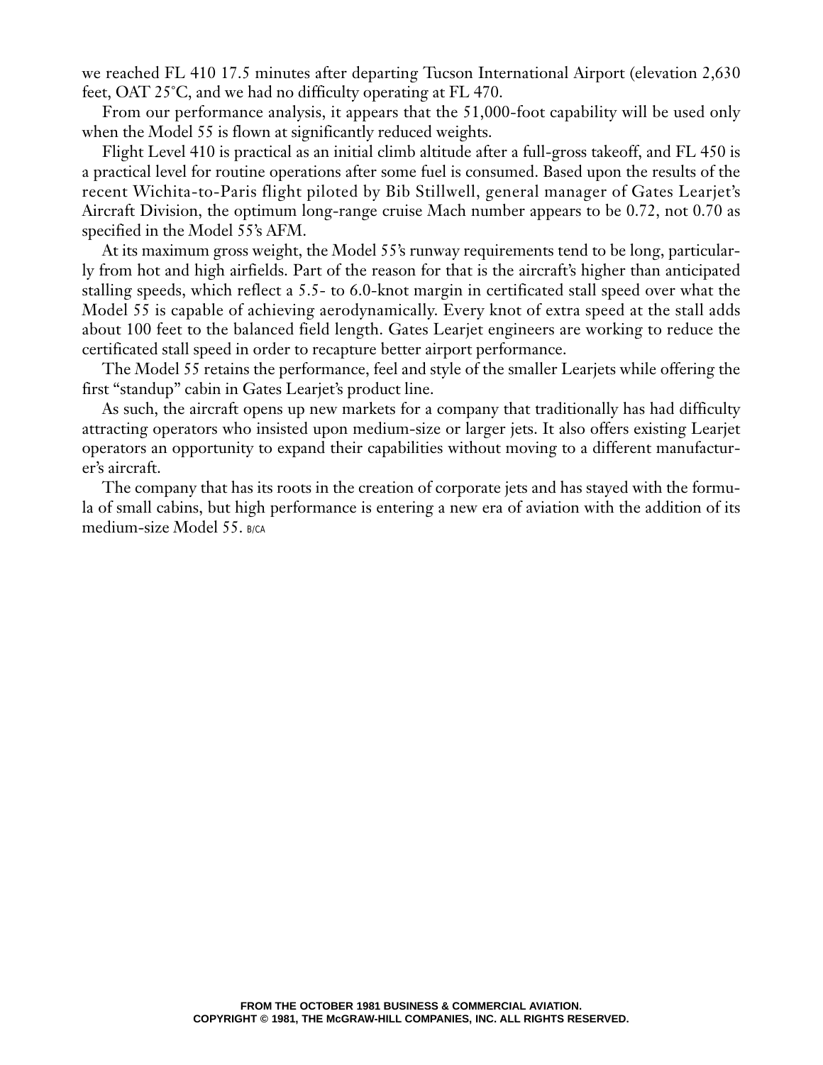we reached FL 410 17.5 minutes after departing Tucson International Airport (elevation 2,630 feet, OAT 25°C, and we had no difficulty operating at FL 470.

From our performance analysis, it appears that the 51,000-foot capability will be used only when the Model 55 is flown at significantly reduced weights.

Flight Level 410 is practical as an initial climb altitude after a full-gross takeoff, and FL 450 is a practical level for routine operations after some fuel is consumed. Based upon the results of the recent Wichita-to-Paris flight piloted by Bib Stillwell, general manager of Gates Learjet's Aircraft Division, the optimum long-range cruise Mach number appears to be 0.72, not 0.70 as specified in the Model 55's AFM.

At its maximum gross weight, the Model 55's runway requirements tend to be long, particularly from hot and high airfields. Part of the reason for that is the aircraft's higher than anticipated stalling speeds, which reflect a 5.5- to 6.0-knot margin in certificated stall speed over what the Model 55 is capable of achieving aerodynamically. Every knot of extra speed at the stall adds about 100 feet to the balanced field length. Gates Learjet engineers are working to reduce the certificated stall speed in order to recapture better airport performance.

The Model 55 retains the performance, feel and style of the smaller Learjets while offering the first "standup" cabin in Gates Learjet's product line.

As such, the aircraft opens up new markets for a company that traditionally has had difficulty attracting operators who insisted upon medium-size or larger jets. It also offers existing Learjet operators an opportunity to expand their capabilities without moving to a different manufacturer's aircraft.

The company that has its roots in the creation of corporate jets and has stayed with the formula of small cabins, but high performance is entering a new era of aviation with the addition of its medium-size Model 55. B/CA

FROM THE OCTOBER 1981 BUSINESS & COMMERCIAL AVIATION.
COPYRIGHT © 1981, THE McGRAW-HILL COMPANIES, INC. ALL RIGHTS RESERVED.